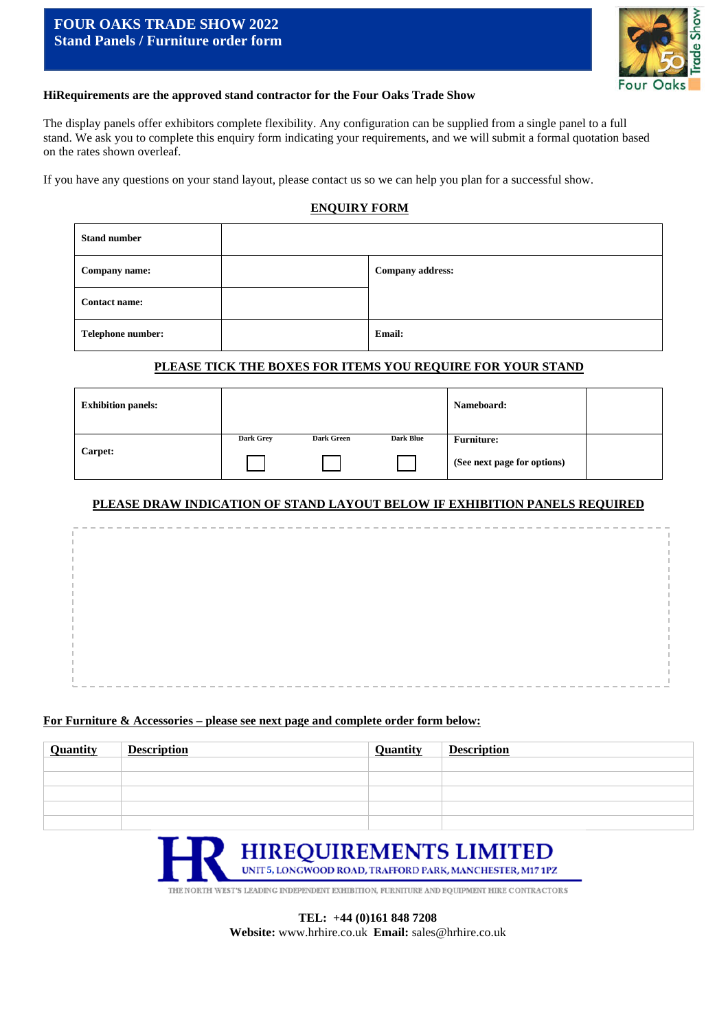# FOUR OAKS TRADE SHOW 2022
## Stand Panels / Furniture order form

Four Oaks 50 Trade Show

**HiRequirements are the approved stand contractor for the Four Oaks Trade Show**

The display panels offer exhibitors complete flexibility. Any configuration can be supplied from a single panel to a full stand. We ask you to complete this enquiry form indicating your requirements, and we will submit a formal quotation based on the rates shown overleaf.

If you have any questions on your stand layout, please contact us so we can help you plan for a successful show.

**ENQUIRY FORM**

| **Stand number** | | | |
|---|---|---|---|
| **Company name:** | | **Company address:** | |
| **Contact name:** | | | |
| **Telephone number:** | | **Email:** | |

**PLEASE TICK THE BOXES FOR ITEMS YOU REQUIRE FOR YOUR STAND**

| **Exhibition panels:** | | | | **Nameboard:** | |
|---|---|---|---|---|---|
| **Carpet:** | **Dark Grey** ☐ | **Dark Green** ☐ | **Dark Blue** ☐ | **Furniture:** (See next page for options) | |

**PLEASE DRAW INDICATION OF STAND LAYOUT BELOW IF EXHIBITION PANELS REQUIRED**

**For Furniture & Accessories – please see next page and complete order form below:**

| Quantity | Description | Quantity | Description |
|---|---|---|---|
| | | | |
| | | | |
| | | | |
| | | | |
| | | | |

**HIREQUIREMENTS LIMITED**
UNIT 5, LONGWOOD ROAD, TRAFFORD PARK, MANCHESTER, M17 1PZ

THE NORTH WEST'S LEADING INDEPENDENT EXHIBITION, FURNITURE AND EQUIPMENT HIRE CONTRACTORS

**TEL: +44 (0)161 848 7208**
**Website:** www.hrhire.co.uk **Email:** sales@hrhire.co.uk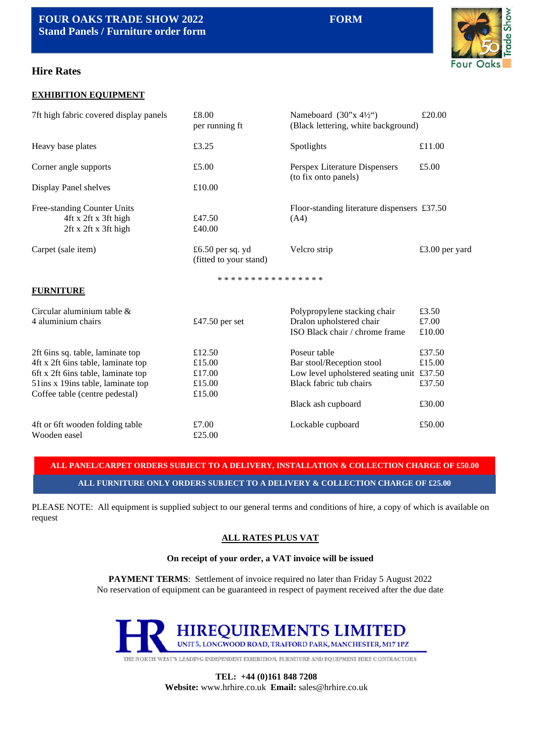# FOUR OAKS TRADE SHOW 2022
## Stand Panels / Furniture order form

**FORM**

## Hire Rates

### EXHIBITION EQUIPMENT

| | | | |
|---|---|---|---|
| 7ft high fabric covered display panels | £8.00 per running ft | Nameboard (30"x 4½") (Black lettering, white background) | £20.00 |
| Heavy base plates | £3.25 | Spotlights | £11.00 |
| Corner angle supports | £5.00 | Perspex Literature Dispensers (to fix onto panels) | £5.00 |
| Display Panel shelves | £10.00 | | |
| Free-standing Counter Units | | Floor-standing literature dispensers (A4) | £37.50 |
| 4ft x 2ft x 3ft high | £47.50 | | |
| 2ft x 2ft x 3ft high | £40.00 | | |
| Carpet (sale item) | £6.50 per sq. yd (fitted to your stand) | Velcro strip | £3.00 per yard |

* * * * * * * * * * * * * * * *

### FURNITURE

| | | | |
|---|---|---|---|
| Circular aluminium table & 4 aluminium chairs | £47.50 per set | Polypropylene stacking chair | £3.50 |
| | | Dralon upholstered chair | £7.00 |
| | | ISO Black chair / chrome frame | £10.00 |
| 2ft 6ins sq. table, laminate top | £12.50 | Poseur table | £37.50 |
| 4ft x 2ft 6ins table, laminate top | £15.00 | Bar stool/Reception stool | £15.00 |
| 6ft x 2ft 6ins table, laminate top | £17.00 | Low level upholstered seating unit | £37.50 |
| 51ins x 19ins table, laminate top | £15.00 | Black fabric tub chairs | £37.50 |
| Coffee table (centre pedestal) | £15.00 | | |
| | | Black ash cupboard | £30.00 |
| 4ft or 6ft wooden folding table | £7.00 | Lockable cupboard | £50.00 |
| Wooden easel | £25.00 | | |

**ALL PANEL/CARPET ORDERS SUBJECT TO A DELIVERY, INSTALLATION & COLLECTION CHARGE OF £50.00**

**ALL FURNITURE ONLY ORDERS SUBJECT TO A DELIVERY & COLLECTION CHARGE OF £25.00**

PLEASE NOTE: All equipment is supplied subject to our general terms and conditions of hire, a copy of which is available on request

**ALL RATES PLUS VAT**

**On receipt of your order, a VAT invoice will be issued**

**PAYMENT TERMS**: Settlement of invoice required no later than Friday 5 August 2022
No reservation of equipment can be guaranteed in respect of payment received after the due date

**HIREQUIREMENTS LIMITED**
UNIT 5, LONGWOOD ROAD, TRAFFORD PARK, MANCHESTER, M17 1PZ
THE NORTH WEST'S LEADING INDEPENDENT EXHIBITION, FURNITURE AND EQUIPMENT HIRE CONTRACTORS

**TEL: +44 (0)161 848 7208**
**Website:** www.hrhire.co.uk **Email:** sales@hrhire.co.uk